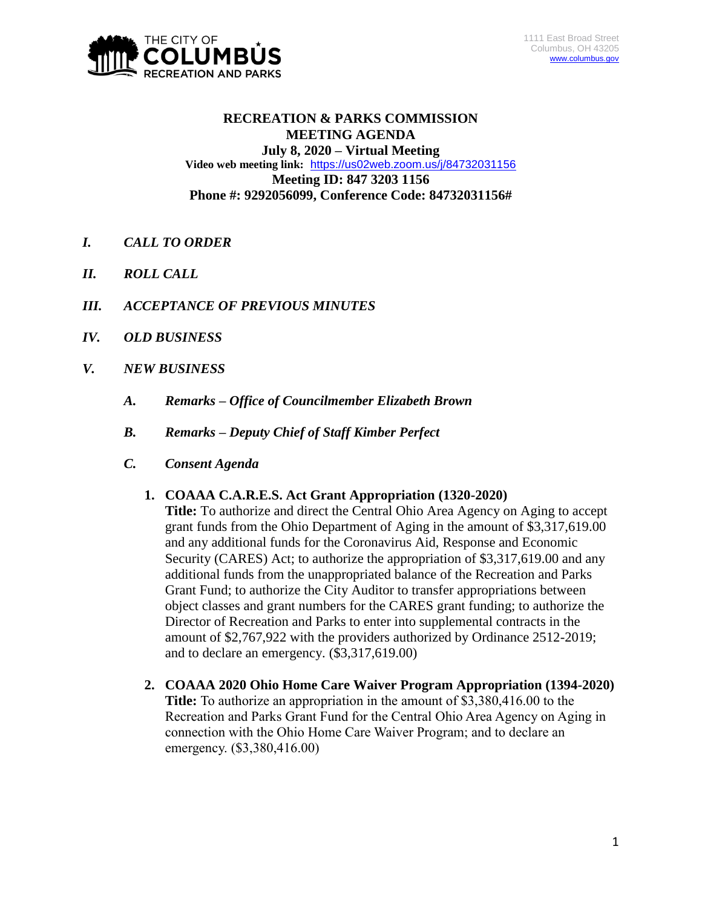THE CITY OF **COLUMBUS** RECREATION AND PARKS

1111 East Broad Street
Columbus, OH 43205
www.columbus.gov

# RECREATION & PARKS COMMISSION MEETING AGENDA

**July 8, 2020 – Virtual Meeting**
**Video web meeting link:** https://us02web.zoom.us/j/84732031156
**Meeting ID: 847 3203 1156**
**Phone #: 9292056099, Conference Code: 84732031156#**

## *I. CALL TO ORDER*

## *II. ROLL CALL*

## *III. ACCEPTANCE OF PREVIOUS MINUTES*

## *IV. OLD BUSINESS*

## *V. NEW BUSINESS*

### *A. Remarks – Office of Councilmember Elizabeth Brown*

### *B. Remarks – Deputy Chief of Staff Kimber Perfect*

### *C. Consent Agenda*

1. **COAAA C.A.R.E.S. Act Grant Appropriation (1320-2020)**
   **Title:** To authorize and direct the Central Ohio Area Agency on Aging to accept grant funds from the Ohio Department of Aging in the amount of $3,317,619.00 and any additional funds for the Coronavirus Aid, Response and Economic Security (CARES) Act; to authorize the appropriation of $3,317,619.00 and any additional funds from the unappropriated balance of the Recreation and Parks Grant Fund; to authorize the City Auditor to transfer appropriations between object classes and grant numbers for the CARES grant funding; to authorize the Director of Recreation and Parks to enter into supplemental contracts in the amount of $2,767,922 with the providers authorized by Ordinance 2512-2019; and to declare an emergency. ($3,317,619.00)

2. **COAAA 2020 Ohio Home Care Waiver Program Appropriation (1394-2020)**
   **Title:** To authorize an appropriation in the amount of $3,380,416.00 to the Recreation and Parks Grant Fund for the Central Ohio Area Agency on Aging in connection with the Ohio Home Care Waiver Program; and to declare an emergency. ($3,380,416.00)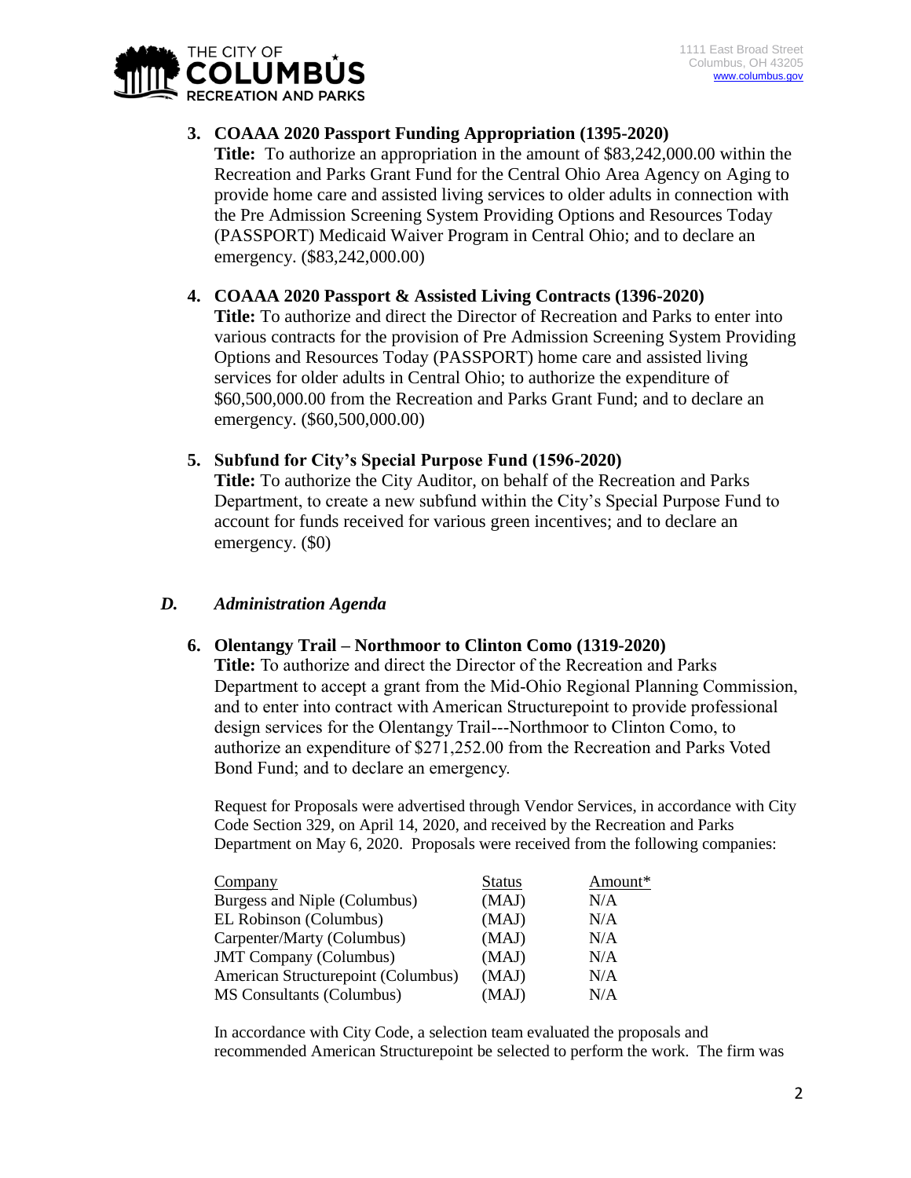**3. COAAA 2020 Passport Funding Appropriation (1395-2020)**

**Title:** To authorize an appropriation in the amount of $83,242,000.00 within the Recreation and Parks Grant Fund for the Central Ohio Area Agency on Aging to provide home care and assisted living services to older adults in connection with the Pre Admission Screening System Providing Options and Resources Today (PASSPORT) Medicaid Waiver Program in Central Ohio; and to declare an emergency. ($83,242,000.00)

**4. COAAA 2020 Passport & Assisted Living Contracts (1396-2020)**

**Title:** To authorize and direct the Director of Recreation and Parks to enter into various contracts for the provision of Pre Admission Screening System Providing Options and Resources Today (PASSPORT) home care and assisted living services for older adults in Central Ohio; to authorize the expenditure of $60,500,000.00 from the Recreation and Parks Grant Fund; and to declare an emergency. ($60,500,000.00)

**5. Subfund for City's Special Purpose Fund (1596-2020)**

**Title:** To authorize the City Auditor, on behalf of the Recreation and Parks Department, to create a new subfund within the City's Special Purpose Fund to account for funds received for various green incentives; and to declare an emergency. ($0)

## *D. Administration Agenda*

**6. Olentangy Trail – Northmoor to Clinton Como (1319-2020)**

**Title:** To authorize and direct the Director of the Recreation and Parks Department to accept a grant from the Mid-Ohio Regional Planning Commission, and to enter into contract with American Structurepoint to provide professional design services for the Olentangy Trail---Northmoor to Clinton Como, to authorize an expenditure of $271,252.00 from the Recreation and Parks Voted Bond Fund; and to declare an emergency.

Request for Proposals were advertised through Vendor Services, in accordance with City Code Section 329, on April 14, 2020, and received by the Recreation and Parks Department on May 6, 2020. Proposals were received from the following companies:

| Company | Status | Amount* |
|---|---|---|
| Burgess and Niple (Columbus) | (MAJ) | N/A |
| EL Robinson (Columbus) | (MAJ) | N/A |
| Carpenter/Marty (Columbus) | (MAJ) | N/A |
| JMT Company (Columbus) | (MAJ) | N/A |
| American Structurepoint (Columbus) | (MAJ) | N/A |
| MS Consultants (Columbus) | (MAJ) | N/A |

In accordance with City Code, a selection team evaluated the proposals and recommended American Structurepoint be selected to perform the work. The firm was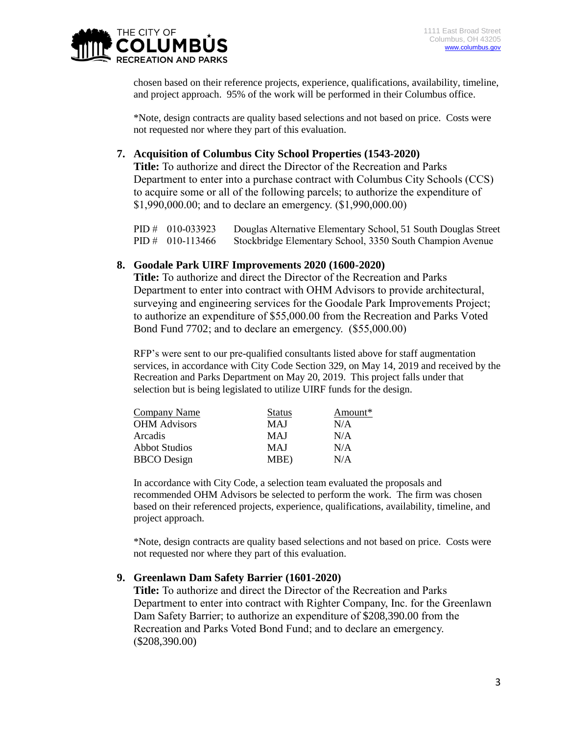chosen based on their reference projects, experience, qualifications, availability, timeline, and project approach. 95% of the work will be performed in their Columbus office.

*Note, design contracts are quality based selections and not based on price. Costs were not requested nor where they part of this evaluation.

7. **Acquisition of Columbus City School Properties (1543-2020)**
   **Title:** To authorize and direct the Director of the Recreation and Parks Department to enter into a purchase contract with Columbus City Schools (CCS) to acquire some or all of the following parcels; to authorize the expenditure of $1,990,000.00; and to declare an emergency. ($1,990,000.00)

   | | |
   |---|---|
   | PID # 010-033923 | Douglas Alternative Elementary School, 51 South Douglas Street |
   | PID # 010-113466 | Stockbridge Elementary School, 3350 South Champion Avenue |

8. **Goodale Park UIRF Improvements 2020 (1600-2020)**
   **Title:** To authorize and direct the Director of the Recreation and Parks Department to enter into contract with OHM Advisors to provide architectural, surveying and engineering services for the Goodale Park Improvements Project; to authorize an expenditure of $55,000.00 from the Recreation and Parks Voted Bond Fund 7702; and to declare an emergency. ($55,000.00)

   RFP's were sent to our pre-qualified consultants listed above for staff augmentation services, in accordance with City Code Section 329, on May 14, 2019 and received by the Recreation and Parks Department on May 20, 2019. This project falls under that selection but is being legislated to utilize UIRF funds for the design.

   | Company Name | Status | Amount* |
   |---|---|---|
   | OHM Advisors | MAJ | N/A |
   | Arcadis | MAJ | N/A |
   | Abbot Studios | MAJ | N/A |
   | BBCO Design | MBE) | N/A |

   In accordance with City Code, a selection team evaluated the proposals and recommended OHM Advisors be selected to perform the work. The firm was chosen based on their referenced projects, experience, qualifications, availability, timeline, and project approach.

   *Note, design contracts are quality based selections and not based on price. Costs were not requested nor where they part of this evaluation.

9. **Greenlawn Dam Safety Barrier (1601-2020)**
   **Title:** To authorize and direct the Director of the Recreation and Parks Department to enter into contract with Righter Company, Inc. for the Greenlawn Dam Safety Barrier; to authorize an expenditure of $208,390.00 from the Recreation and Parks Voted Bond Fund; and to declare an emergency. ($208,390.00)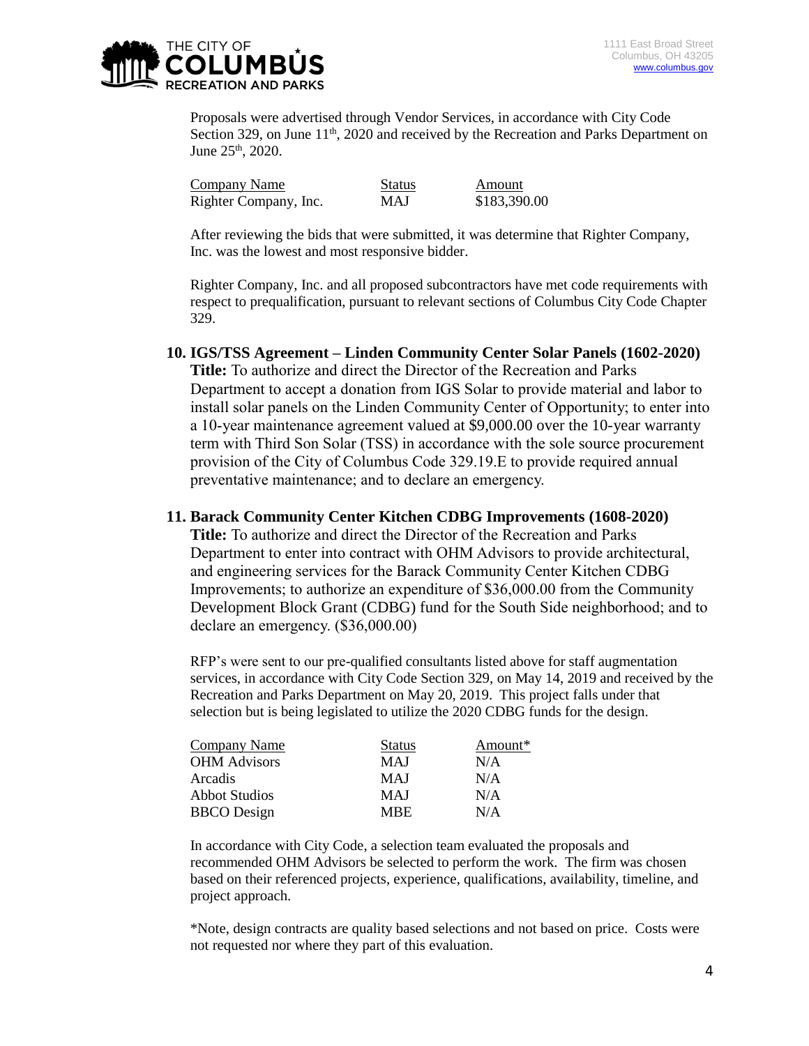Proposals were advertised through Vendor Services, in accordance with City Code Section 329, on June 11th, 2020 and received by the Recreation and Parks Department on June 25th, 2020.

| Company Name | Status | Amount |
|---|---|---|
| Righter Company, Inc. | MAJ | $183,390.00 |

After reviewing the bids that were submitted, it was determine that Righter Company, Inc. was the lowest and most responsive bidder.

Righter Company, Inc. and all proposed subcontractors have met code requirements with respect to prequalification, pursuant to relevant sections of Columbus City Code Chapter 329.

**10. IGS/TSS Agreement – Linden Community Center Solar Panels (1602-2020)**

**Title:** To authorize and direct the Director of the Recreation and Parks Department to accept a donation from IGS Solar to provide material and labor to install solar panels on the Linden Community Center of Opportunity; to enter into a 10-year maintenance agreement valued at $9,000.00 over the 10-year warranty term with Third Son Solar (TSS) in accordance with the sole source procurement provision of the City of Columbus Code 329.19.E to provide required annual preventative maintenance; and to declare an emergency.

**11. Barack Community Center Kitchen CDBG Improvements (1608-2020)**

**Title:** To authorize and direct the Director of the Recreation and Parks Department to enter into contract with OHM Advisors to provide architectural, and engineering services for the Barack Community Center Kitchen CDBG Improvements; to authorize an expenditure of $36,000.00 from the Community Development Block Grant (CDBG) fund for the South Side neighborhood; and to declare an emergency. ($36,000.00)

RFP's were sent to our pre-qualified consultants listed above for staff augmentation services, in accordance with City Code Section 329, on May 14, 2019 and received by the Recreation and Parks Department on May 20, 2019. This project falls under that selection but is being legislated to utilize the 2020 CDBG funds for the design.

| Company Name | Status | Amount* |
|---|---|---|
| OHM Advisors | MAJ | N/A |
| Arcadis | MAJ | N/A |
| Abbot Studios | MAJ | N/A |
| BBCO Design | MBE | N/A |

In accordance with City Code, a selection team evaluated the proposals and recommended OHM Advisors be selected to perform the work. The firm was chosen based on their referenced projects, experience, qualifications, availability, timeline, and project approach.

*Note, design contracts are quality based selections and not based on price. Costs were not requested nor where they part of this evaluation.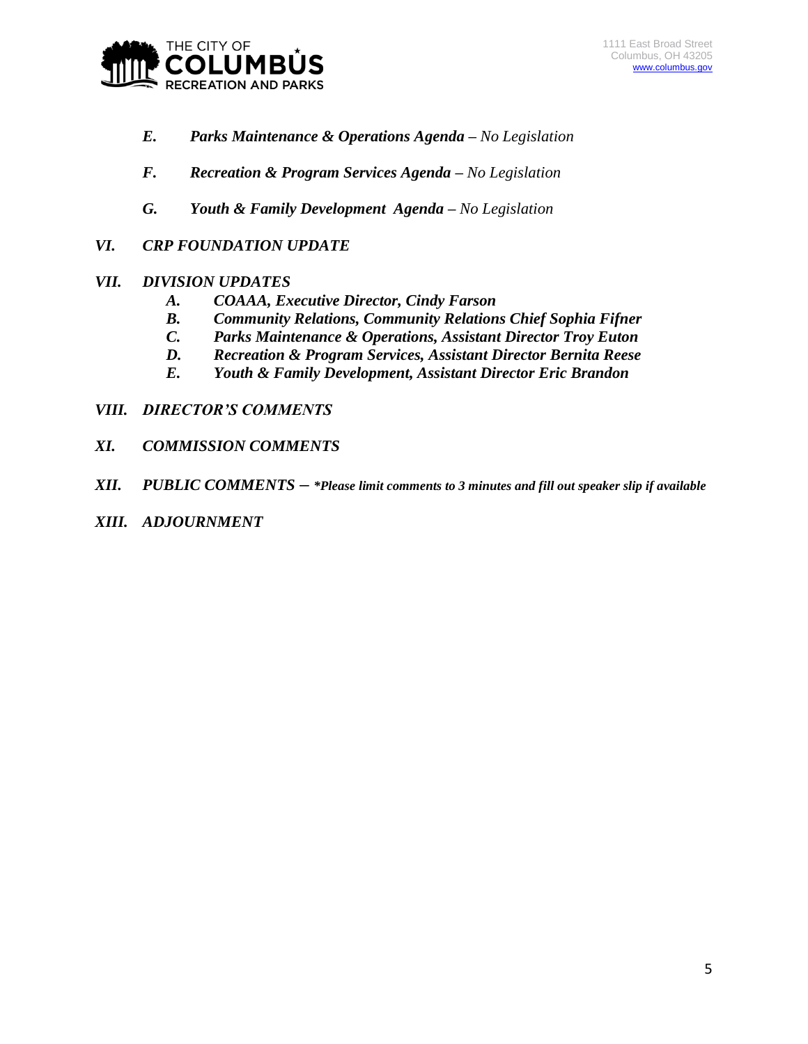- ***E. Parks Maintenance & Operations Agenda*** *– No Legislation*
- ***F. Recreation & Program Services Agenda*** *– No Legislation*
- ***G. Youth & Family Development Agenda*** *– No Legislation*

***VI. CRP FOUNDATION UPDATE***

***VII. DIVISION UPDATES***

- ***A. COAAA, Executive Director, Cindy Farson***
- ***B. Community Relations, Community Relations Chief Sophia Fifner***
- ***C. Parks Maintenance & Operations, Assistant Director Troy Euton***
- ***D. Recreation & Program Services, Assistant Director Bernita Reese***
- ***E. Youth & Family Development, Assistant Director Eric Brandon***

***VIII. DIRECTOR'S COMMENTS***

***XI. COMMISSION COMMENTS***

***XII. PUBLIC COMMENTS*** – ***\*Please limit comments to 3 minutes and fill out speaker slip if available***

***XIII. ADJOURNMENT***